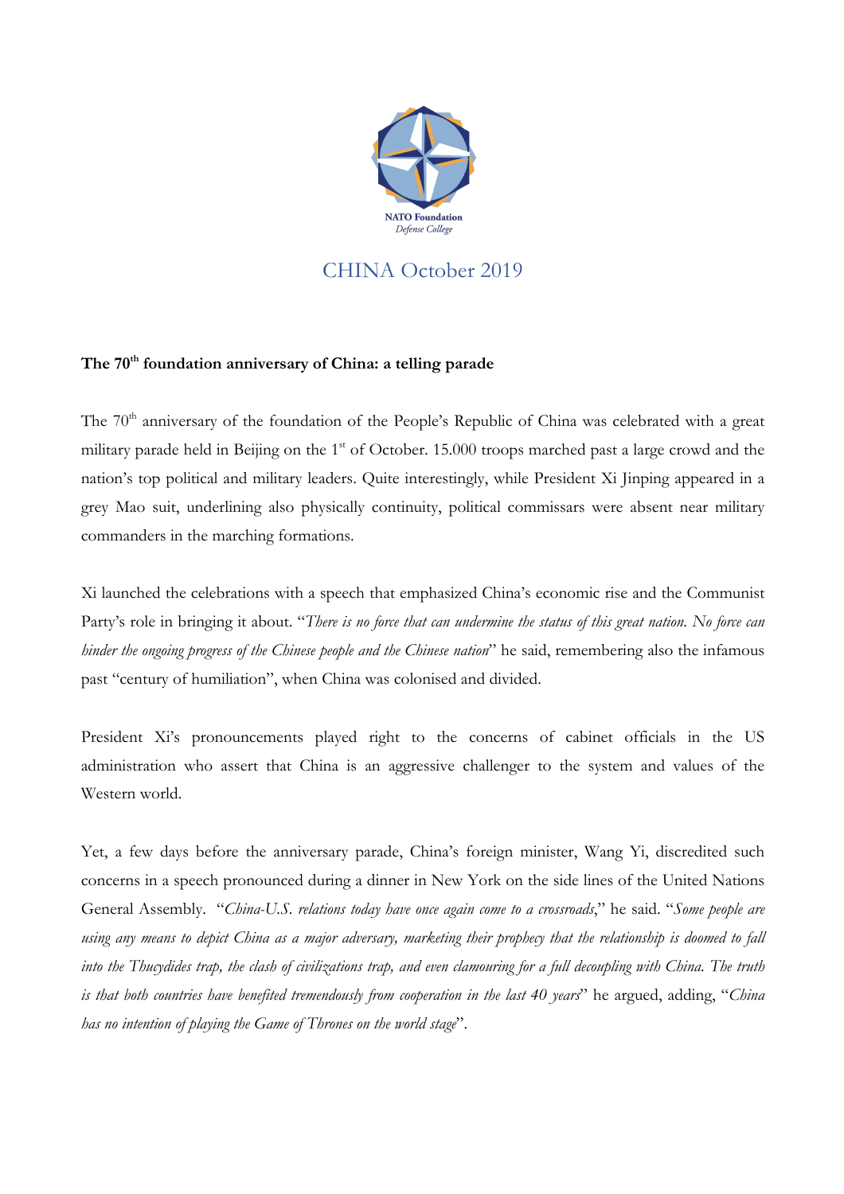NATO Foundation
*Defense College*

# CHINA October 2019

## The 70th foundation anniversary of China: a telling parade

The 70th anniversary of the foundation of the People's Republic of China was celebrated with a great military parade held in Beijing on the 1st of October. 15.000 troops marched past a large crowd and the nation's top political and military leaders. Quite interestingly, while President Xi Jinping appeared in a grey Mao suit, underlining also physically continuity, political commissars were absent near military commanders in the marching formations.

Xi launched the celebrations with a speech that emphasized China's economic rise and the Communist Party's role in bringing it about. "*There is no force that can undermine the status of this great nation. No force can hinder the ongoing progress of the Chinese people and the Chinese nation*" he said, remembering also the infamous past "century of humiliation", when China was colonised and divided.

President Xi's pronouncements played right to the concerns of cabinet officials in the US administration who assert that China is an aggressive challenger to the system and values of the Western world.

Yet, a few days before the anniversary parade, China's foreign minister, Wang Yi, discredited such concerns in a speech pronounced during a dinner in New York on the side lines of the United Nations General Assembly. "*China-U.S. relations today have once again come to a crossroads*," he said. "*Some people are using any means to depict China as a major adversary, marketing their prophecy that the relationship is doomed to fall into the Thucydides trap, the clash of civilizations trap, and even clamouring for a full decoupling with China. The truth is that both countries have benefited tremendously from cooperation in the last 40 years*" he argued, adding, "*China has no intention of playing the Game of Thrones on the world stage*".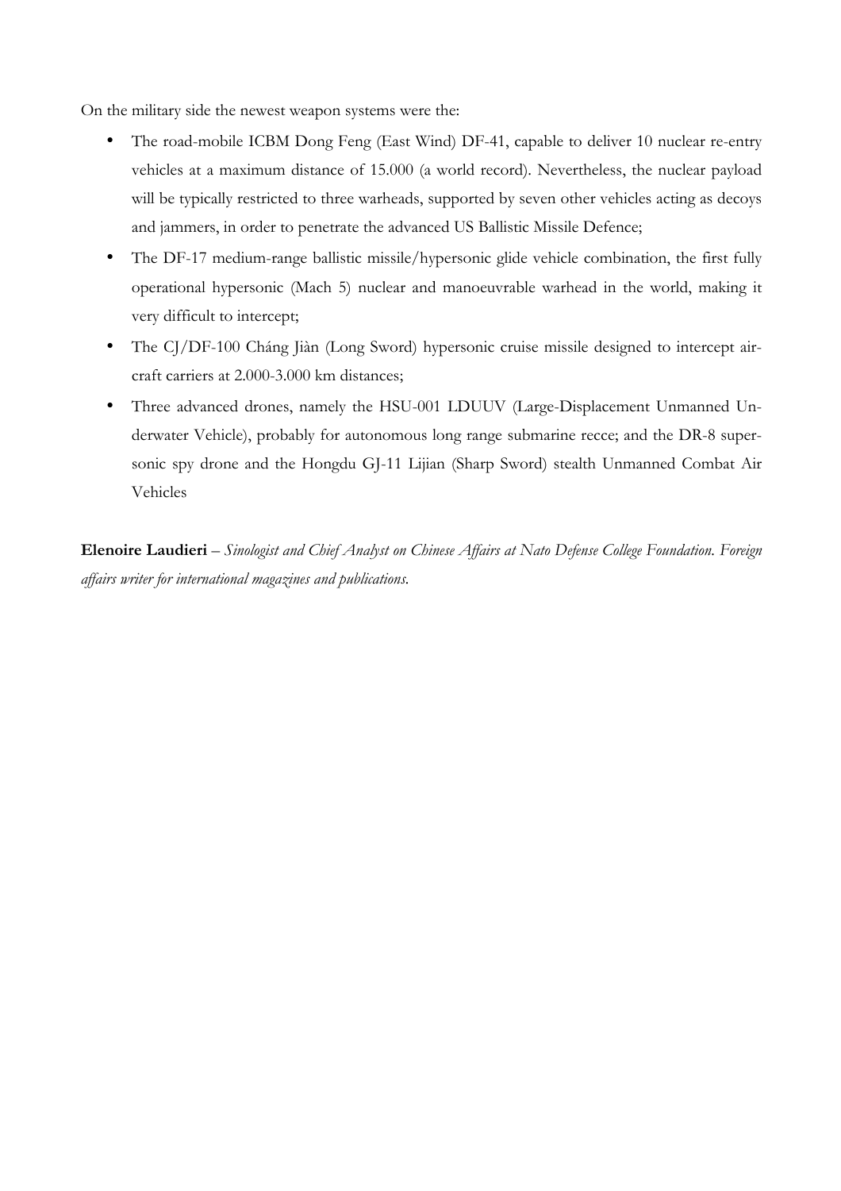On the military side the newest weapon systems were the:

- The road-mobile ICBM Dong Feng (East Wind) DF-41, capable to deliver 10 nuclear re-entry vehicles at a maximum distance of 15.000 (a world record). Nevertheless, the nuclear payload will be typically restricted to three warheads, supported by seven other vehicles acting as decoys and jammers, in order to penetrate the advanced US Ballistic Missile Defence;
- The DF-17 medium-range ballistic missile/hypersonic glide vehicle combination, the first fully operational hypersonic (Mach 5) nuclear and manoeuvrable warhead in the world, making it very difficult to intercept;
- The CJ/DF-100 Cháng Jiàn (Long Sword) hypersonic cruise missile designed to intercept aircraft carriers at 2.000-3.000 km distances;
- Three advanced drones, namely the HSU-001 LDUUV (Large-Displacement Unmanned Underwater Vehicle), probably for autonomous long range submarine recce; and the DR-8 supersonic spy drone and the Hongdu GJ-11 Lijian (Sharp Sword) stealth Unmanned Combat Air Vehicles

**Elenoire Laudieri** – *Sinologist and Chief Analyst on Chinese Affairs at Nato Defense College Foundation. Foreign affairs writer for international magazines and publications.*